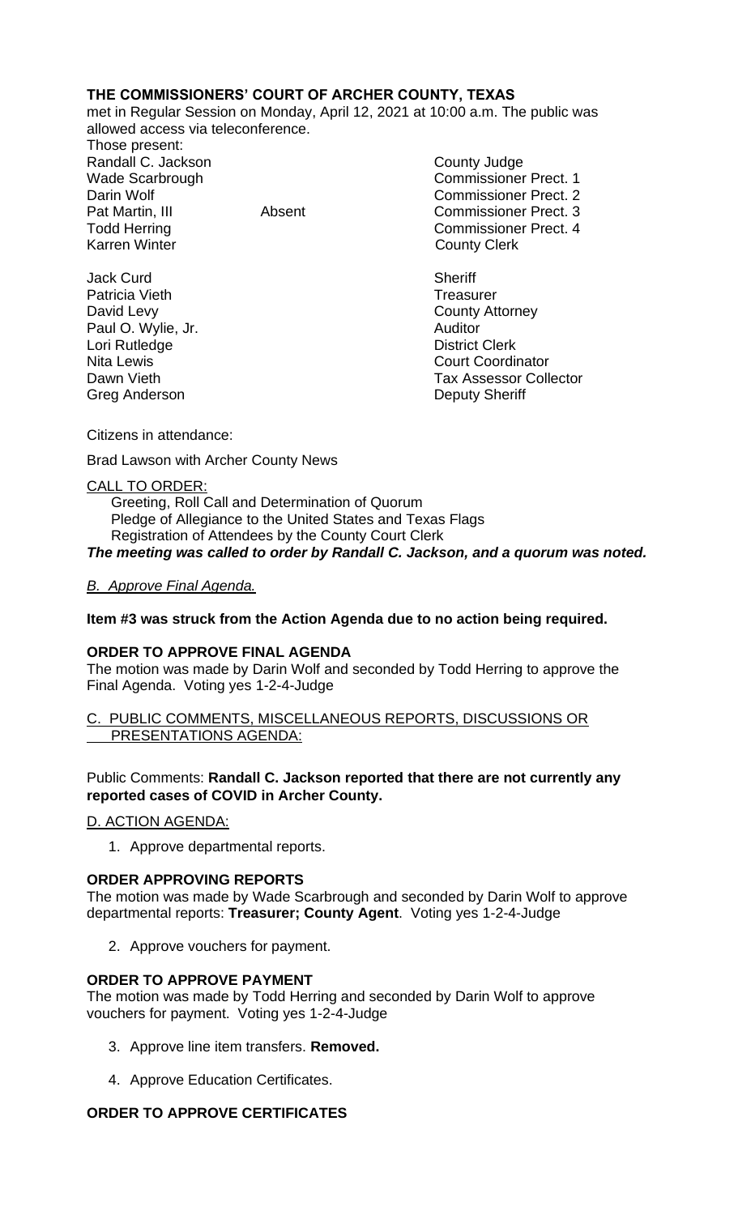**THE COMMISSIONERS' COURT OF ARCHER COUNTY, TEXAS**

met in Regular Session on Monday, April 12, 2021 at 10:00 a.m. The public was allowed access via teleconference.

Those present:

| | | |
|---|---|---|
| Randall C. Jackson | | County Judge |
| Wade Scarbrough | | Commissioner Prect. 1 |
| Darin Wolf | | Commissioner Prect. 2 |
| Pat Martin, III | Absent | Commissioner Prect. 3 |
| Todd Herring | | Commissioner Prect. 4 |
| Karren Winter | | County Clerk |
| | | |
| Jack Curd | | Sheriff |
| Patricia Vieth | | Treasurer |
| David Levy | | County Attorney |
| Paul O. Wylie, Jr. | | Auditor |
| Lori Rutledge | | District Clerk |
| Nita Lewis | | Court Coordinator |
| Dawn Vieth | | Tax Assessor Collector |
| Greg Anderson | | Deputy Sheriff |

Citizens in attendance:

Brad Lawson with Archer County News

CALL TO ORDER:

Greeting, Roll Call and Determination of Quorum
Pledge of Allegiance to the United States and Texas Flags
Registration of Attendees by the County Court Clerk

***The meeting was called to order by Randall C. Jackson, and a quorum was noted.***

*B. Approve Final Agenda.*

**Item #3 was struck from the Action Agenda due to no action being required.**

**ORDER TO APPROVE FINAL AGENDA**

The motion was made by Darin Wolf and seconded by Todd Herring to approve the Final Agenda. Voting yes 1-2-4-Judge

C. PUBLIC COMMENTS, MISCELLANEOUS REPORTS, DISCUSSIONS OR PRESENTATIONS AGENDA:

Public Comments: **Randall C. Jackson reported that there are not currently any reported cases of COVID in Archer County.**

D. ACTION AGENDA:

1. Approve departmental reports.

**ORDER APPROVING REPORTS**

The motion was made by Wade Scarbrough and seconded by Darin Wolf to approve departmental reports: **Treasurer; County Agent**. Voting yes 1-2-4-Judge

2. Approve vouchers for payment.

**ORDER TO APPROVE PAYMENT**

The motion was made by Todd Herring and seconded by Darin Wolf to approve vouchers for payment. Voting yes 1-2-4-Judge

3. Approve line item transfers. **Removed.**

4. Approve Education Certificates.

**ORDER TO APPROVE CERTIFICATES**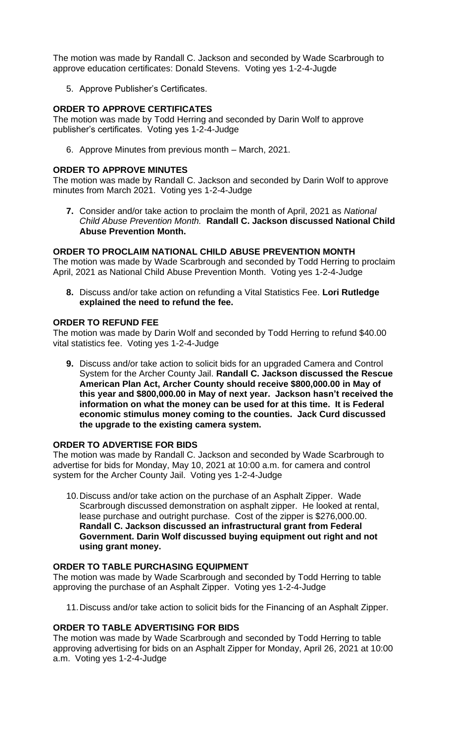The motion was made by Randall C. Jackson and seconded by Wade Scarbrough to approve education certificates: Donald Stevens. Voting yes 1-2-4-Jugde

5. Approve Publisher's Certificates.

**ORDER TO APPROVE CERTIFICATES**

The motion was made by Todd Herring and seconded by Darin Wolf to approve publisher's certificates. Voting yes 1-2-4-Judge

6. Approve Minutes from previous month – March, 2021.

**ORDER TO APPROVE MINUTES**

The motion was made by Randall C. Jackson and seconded by Darin Wolf to approve minutes from March 2021. Voting yes 1-2-4-Judge

**7.** Consider and/or take action to proclaim the month of April, 2021 as *National Child Abuse Prevention Month.* **Randall C. Jackson discussed National Child Abuse Prevention Month.**

**ORDER TO PROCLAIM NATIONAL CHILD ABUSE PREVENTION MONTH**

The motion was made by Wade Scarbrough and seconded by Todd Herring to proclaim April, 2021 as National Child Abuse Prevention Month. Voting yes 1-2-4-Judge

**8.** Discuss and/or take action on refunding a Vital Statistics Fee. **Lori Rutledge explained the need to refund the fee.**

**ORDER TO REFUND FEE**

The motion was made by Darin Wolf and seconded by Todd Herring to refund $40.00 vital statistics fee. Voting yes 1-2-4-Judge

**9.** Discuss and/or take action to solicit bids for an upgraded Camera and Control System for the Archer County Jail. **Randall C. Jackson discussed the Rescue American Plan Act, Archer County should receive $800,000.00 in May of this year and $800,000.00 in May of next year. Jackson hasn't received the information on what the money can be used for at this time. It is Federal economic stimulus money coming to the counties. Jack Curd discussed the upgrade to the existing camera system.**

**ORDER TO ADVERTISE FOR BIDS**

The motion was made by Randall C. Jackson and seconded by Wade Scarbrough to advertise for bids for Monday, May 10, 2021 at 10:00 a.m. for camera and control system for the Archer County Jail. Voting yes 1-2-4-Judge

10. Discuss and/or take action on the purchase of an Asphalt Zipper. Wade Scarbrough discussed demonstration on asphalt zipper. He looked at rental, lease purchase and outright purchase. Cost of the zipper is $276,000.00. **Randall C. Jackson discussed an infrastructural grant from Federal Government. Darin Wolf discussed buying equipment out right and not using grant money.**

**ORDER TO TABLE PURCHASING EQUIPMENT**

The motion was made by Wade Scarbrough and seconded by Todd Herring to table approving the purchase of an Asphalt Zipper. Voting yes 1-2-4-Judge

11. Discuss and/or take action to solicit bids for the Financing of an Asphalt Zipper.

**ORDER TO TABLE ADVERTISING FOR BIDS**

The motion was made by Wade Scarbrough and seconded by Todd Herring to table approving advertising for bids on an Asphalt Zipper for Monday, April 26, 2021 at 10:00 a.m. Voting yes 1-2-4-Judge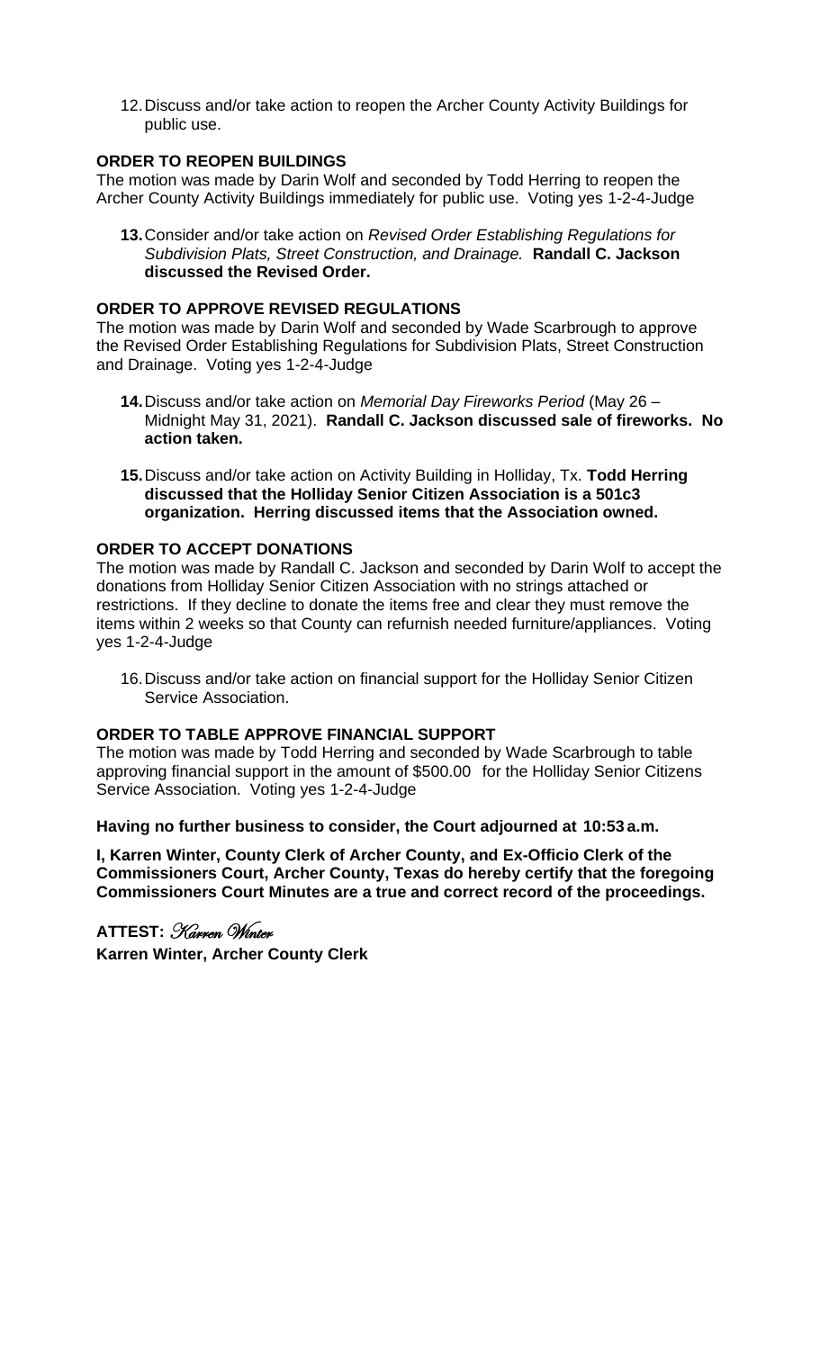12. Discuss and/or take action to reopen the Archer County Activity Buildings for public use.

**ORDER TO REOPEN BUILDINGS**
The motion was made by Darin Wolf and seconded by Todd Herring to reopen the Archer County Activity Buildings immediately for public use. Voting yes 1-2-4-Judge

**13.** Consider and/or take action on *Revised Order Establishing Regulations for Subdivision Plats, Street Construction, and Drainage.* **Randall C. Jackson discussed the Revised Order.**

**ORDER TO APPROVE REVISED REGULATIONS**
The motion was made by Darin Wolf and seconded by Wade Scarbrough to approve the Revised Order Establishing Regulations for Subdivision Plats, Street Construction and Drainage. Voting yes 1-2-4-Judge

**14.** Discuss and/or take action on *Memorial Day Fireworks Period* (May 26 – Midnight May 31, 2021). **Randall C. Jackson discussed sale of fireworks. No action taken.**

**15.** Discuss and/or take action on Activity Building in Holliday, Tx. **Todd Herring discussed that the Holliday Senior Citizen Association is a 501c3 organization. Herring discussed items that the Association owned.**

**ORDER TO ACCEPT DONATIONS**
The motion was made by Randall C. Jackson and seconded by Darin Wolf to accept the donations from Holliday Senior Citizen Association with no strings attached or restrictions. If they decline to donate the items free and clear they must remove the items within 2 weeks so that County can refurnish needed furniture/appliances. Voting yes 1-2-4-Judge

16. Discuss and/or take action on financial support for the Holliday Senior Citizen Service Association.

**ORDER TO TABLE APPROVE FINANCIAL SUPPORT**
The motion was made by Todd Herring and seconded by Wade Scarbrough to table approving financial support in the amount of $500.00 for the Holliday Senior Citizens Service Association. Voting yes 1-2-4-Judge

**Having no further business to consider, the Court adjourned at 10:53 a.m.**

**I, Karren Winter, County Clerk of Archer County, and Ex-Officio Clerk of the Commissioners Court, Archer County, Texas do hereby certify that the foregoing Commissioners Court Minutes are a true and correct record of the proceedings.**

**ATTEST:** *Karren Winter*
**Karren Winter, Archer County Clerk**